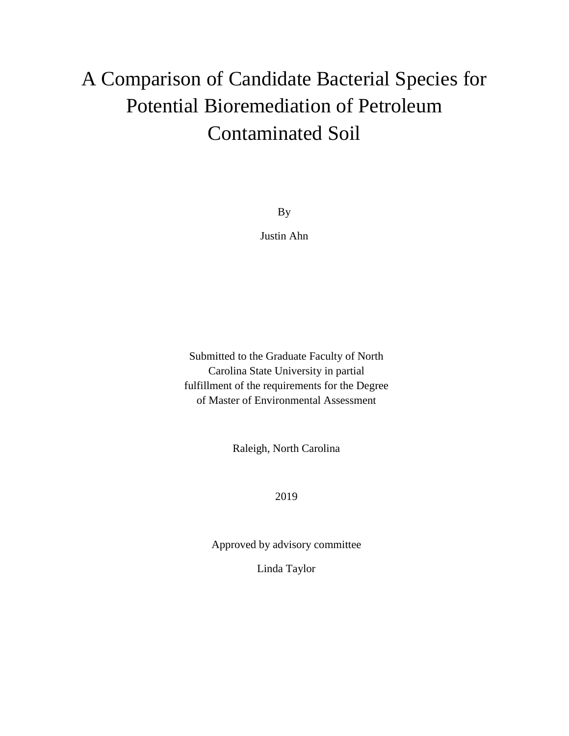# A Comparison of Candidate Bacterial Species for Potential Bioremediation of Petroleum Contaminated Soil

By

Justin Ahn

Submitted to the Graduate Faculty of North Carolina State University in partial fulfillment of the requirements for the Degree of Master of Environmental Assessment

Raleigh, North Carolina

2019

Approved by advisory committee

Linda Taylor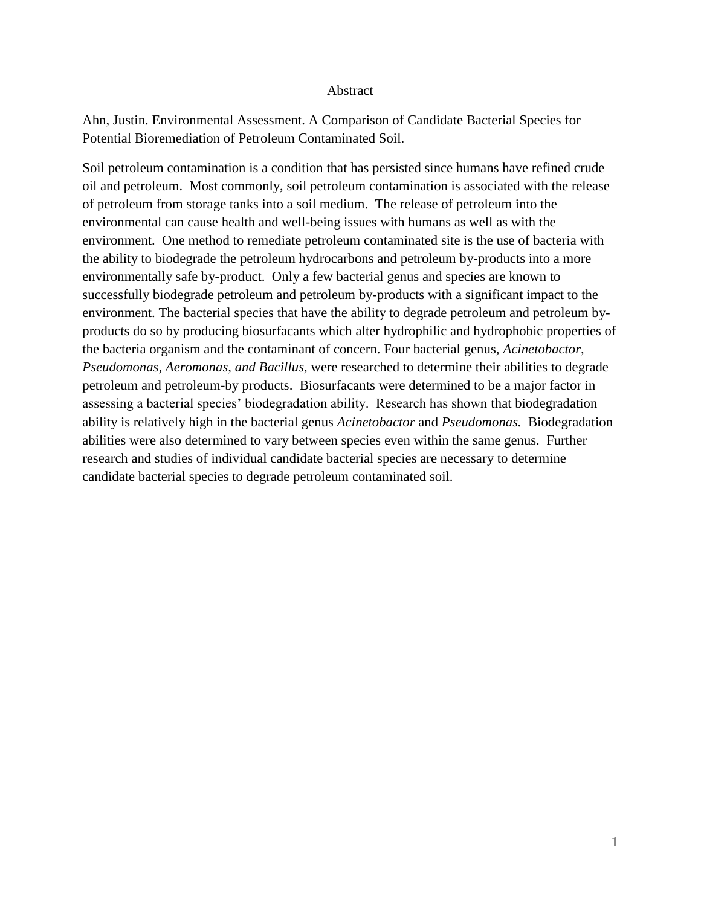# Abstract

Ahn, Justin. Environmental Assessment. A Comparison of Candidate Bacterial Species for Potential Bioremediation of Petroleum Contaminated Soil.

Soil petroleum contamination is a condition that has persisted since humans have refined crude oil and petroleum. Most commonly, soil petroleum contamination is associated with the release of petroleum from storage tanks into a soil medium. The release of petroleum into the environmental can cause health and well-being issues with humans as well as with the environment. One method to remediate petroleum contaminated site is the use of bacteria with the ability to biodegrade the petroleum hydrocarbons and petroleum by-products into a more environmentally safe by-product. Only a few bacterial genus and species are known to successfully biodegrade petroleum and petroleum by-products with a significant impact to the environment. The bacterial species that have the ability to degrade petroleum and petroleum by-products do so by producing biosurfacants which alter hydrophilic and hydrophobic properties of the bacteria organism and the contaminant of concern. Four bacterial genus, *Acinetobactor, Pseudomonas, Aeromonas, and Bacillus,* were researched to determine their abilities to degrade petroleum and petroleum-by products. Biosurfacants were determined to be a major factor in assessing a bacterial species' biodegradation ability. Research has shown that biodegradation ability is relatively high in the bacterial genus *Acinetobactor* and *Pseudomonas.* Biodegradation abilities were also determined to vary between species even within the same genus. Further research and studies of individual candidate bacterial species are necessary to determine candidate bacterial species to degrade petroleum contaminated soil.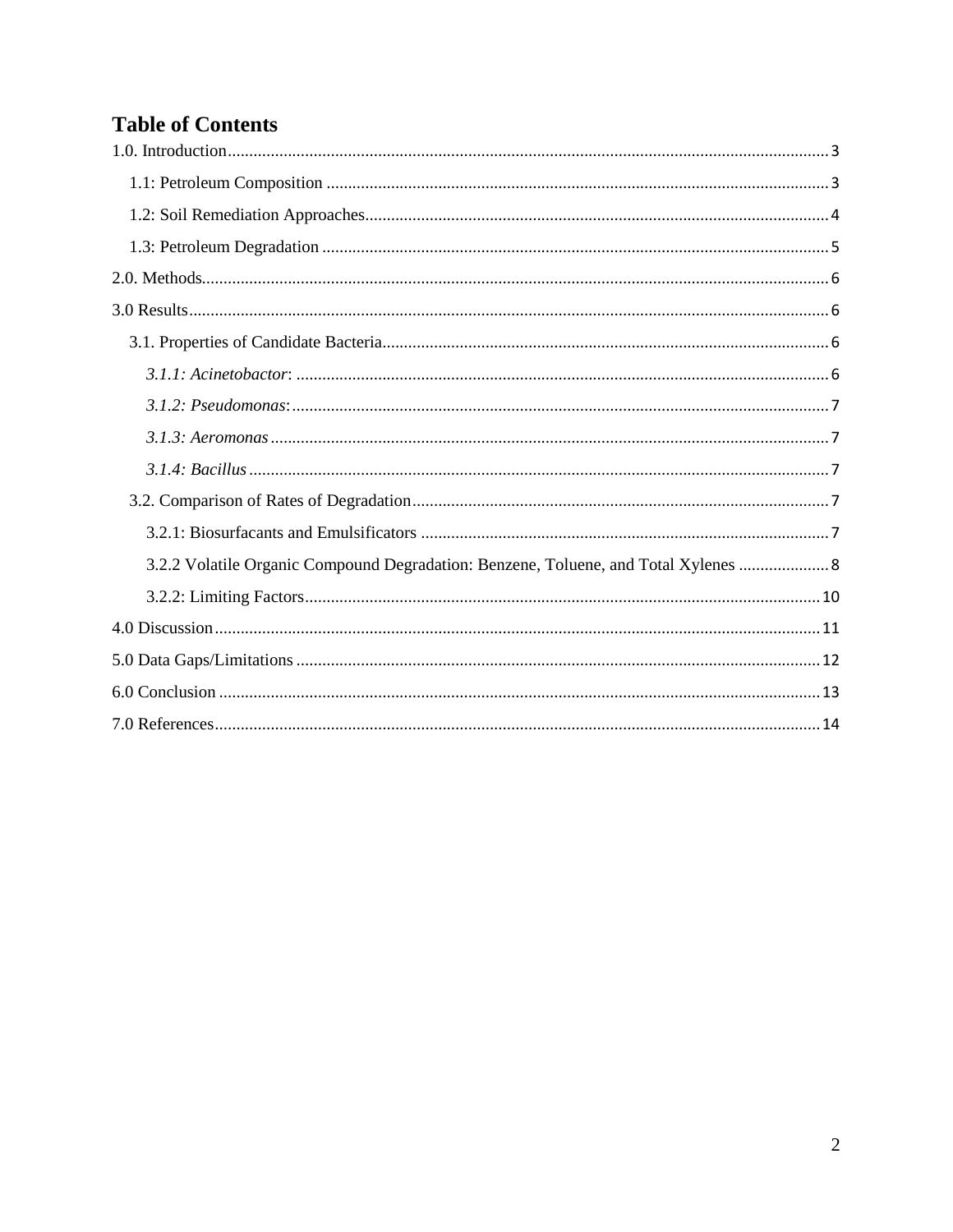# Table of Contents

1.0. Introduction ... 3

- 1.1: Petroleum Composition ... 3
- 1.2: Soil Remediation Approaches ... 4
- 1.3: Petroleum Degradation ... 5

2.0. Methods ... 6

3.0 Results ... 6

- 3.1. Properties of Candidate Bacteria ... 6
  - *3.1.1: Acinetobacter*: ... 6
  - *3.1.2: Pseudomonas*: ... 7
  - *3.1.3: Aeromonas* ... 7
  - *3.1.4: Bacillus* ... 7
- 3.2. Comparison of Rates of Degradation ... 7
  - 3.2.1: Biosurfacants and Emulsificators ... 7
  - 3.2.2 Volatile Organic Compound Degradation: Benzene, Toluene, and Total Xylenes ... 8
  - 3.2.2: Limiting Factors ... 10

4.0 Discussion ... 11

5.0 Data Gaps/Limitations ... 12

6.0 Conclusion ... 13

7.0 References ... 14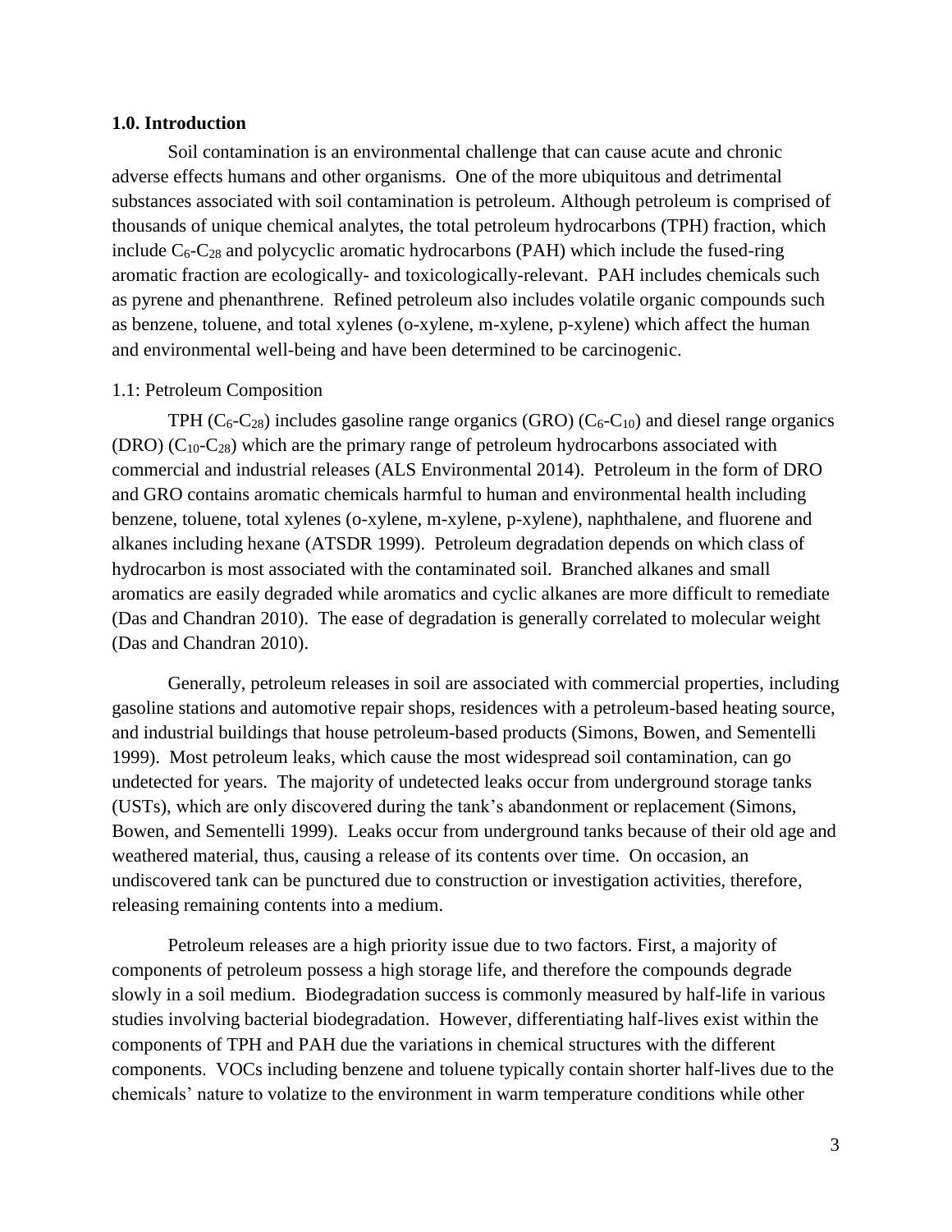## 1.0. Introduction

Soil contamination is an environmental challenge that can cause acute and chronic adverse effects humans and other organisms. One of the more ubiquitous and detrimental substances associated with soil contamination is petroleum. Although petroleum is comprised of thousands of unique chemical analytes, the total petroleum hydrocarbons (TPH) fraction, which include $C_6$-$C_{28}$ and polycyclic aromatic hydrocarbons (PAH) which include the fused-ring aromatic fraction are ecologically- and toxicologically-relevant. PAH includes chemicals such as pyrene and phenanthrene. Refined petroleum also includes volatile organic compounds such as benzene, toluene, and total xylenes (o-xylene, m-xylene, p-xylene) which affect the human and environmental well-being and have been determined to be carcinogenic.

### 1.1: Petroleum Composition

TPH ($C_6$-$C_{28}$) includes gasoline range organics (GRO) ($C_6$-$C_{10}$) and diesel range organics (DRO) ($C_{10}$-$C_{28}$) which are the primary range of petroleum hydrocarbons associated with commercial and industrial releases (ALS Environmental 2014). Petroleum in the form of DRO and GRO contains aromatic chemicals harmful to human and environmental health including benzene, toluene, total xylenes (o-xylene, m-xylene, p-xylene), naphthalene, and fluorene and alkanes including hexane (ATSDR 1999). Petroleum degradation depends on which class of hydrocarbon is most associated with the contaminated soil. Branched alkanes and small aromatics are easily degraded while aromatics and cyclic alkanes are more difficult to remediate (Das and Chandran 2010). The ease of degradation is generally correlated to molecular weight (Das and Chandran 2010).

Generally, petroleum releases in soil are associated with commercial properties, including gasoline stations and automotive repair shops, residences with a petroleum-based heating source, and industrial buildings that house petroleum-based products (Simons, Bowen, and Sementelli 1999). Most petroleum leaks, which cause the most widespread soil contamination, can go undetected for years. The majority of undetected leaks occur from underground storage tanks (USTs), which are only discovered during the tank's abandonment or replacement (Simons, Bowen, and Sementelli 1999). Leaks occur from underground tanks because of their old age and weathered material, thus, causing a release of its contents over time. On occasion, an undiscovered tank can be punctured due to construction or investigation activities, therefore, releasing remaining contents into a medium.

Petroleum releases are a high priority issue due to two factors. First, a majority of components of petroleum possess a high storage life, and therefore the compounds degrade slowly in a soil medium. Biodegradation success is commonly measured by half-life in various studies involving bacterial biodegradation. However, differentiating half-lives exist within the components of TPH and PAH due the variations in chemical structures with the different components. VOCs including benzene and toluene typically contain shorter half-lives due to the chemicals' nature to volatize to the environment in warm temperature conditions while other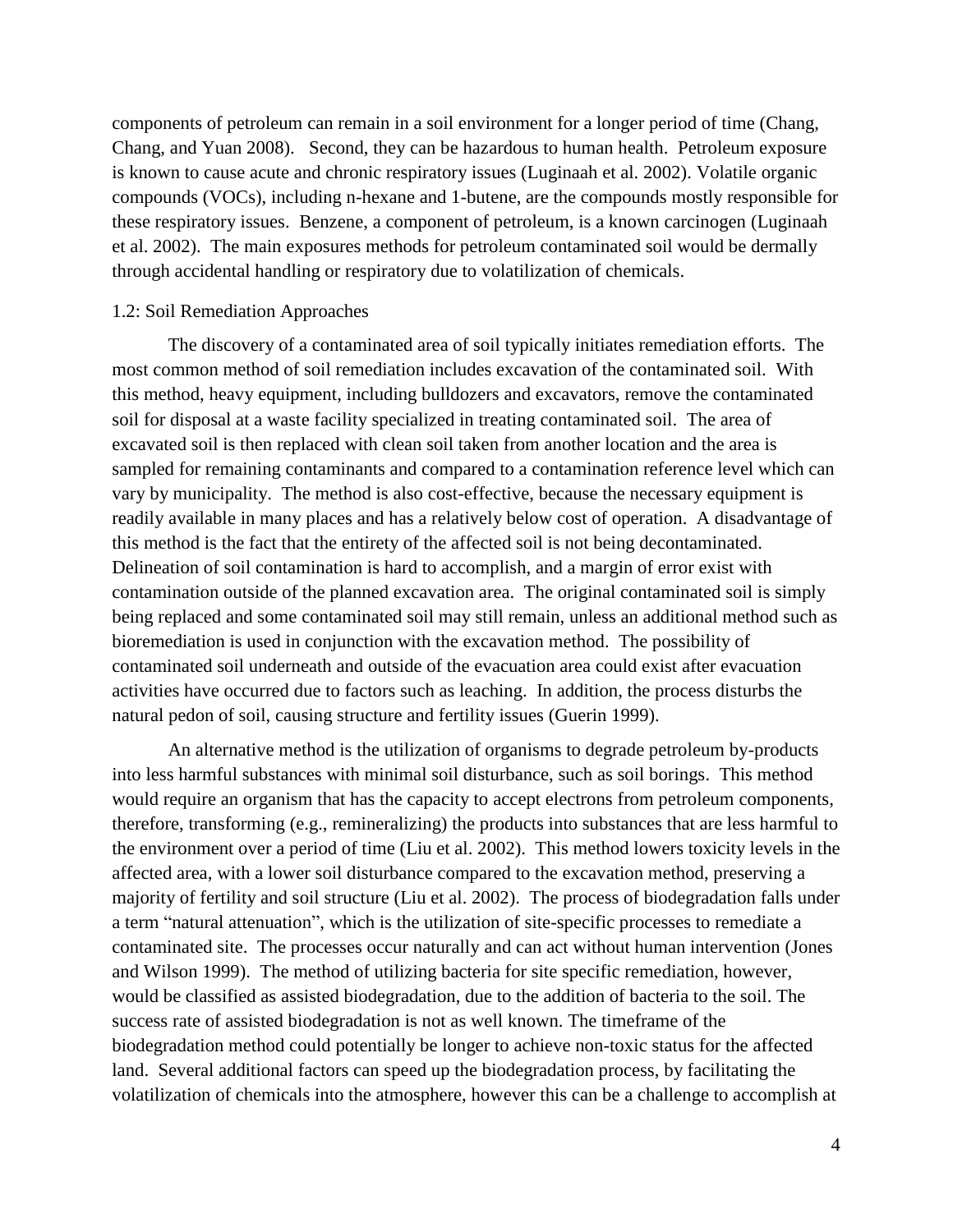components of petroleum can remain in a soil environment for a longer period of time (Chang, Chang, and Yuan 2008). Second, they can be hazardous to human health. Petroleum exposure is known to cause acute and chronic respiratory issues (Luginaah et al. 2002). Volatile organic compounds (VOCs), including n-hexane and 1-butene, are the compounds mostly responsible for these respiratory issues. Benzene, a component of petroleum, is a known carcinogen (Luginaah et al. 2002). The main exposures methods for petroleum contaminated soil would be dermally through accidental handling or respiratory due to volatilization of chemicals.

### 1.2: Soil Remediation Approaches

The discovery of a contaminated area of soil typically initiates remediation efforts. The most common method of soil remediation includes excavation of the contaminated soil. With this method, heavy equipment, including bulldozers and excavators, remove the contaminated soil for disposal at a waste facility specialized in treating contaminated soil. The area of excavated soil is then replaced with clean soil taken from another location and the area is sampled for remaining contaminants and compared to a contamination reference level which can vary by municipality. The method is also cost-effective, because the necessary equipment is readily available in many places and has a relatively below cost of operation. A disadvantage of this method is the fact that the entirety of the affected soil is not being decontaminated. Delineation of soil contamination is hard to accomplish, and a margin of error exist with contamination outside of the planned excavation area. The original contaminated soil is simply being replaced and some contaminated soil may still remain, unless an additional method such as bioremediation is used in conjunction with the excavation method. The possibility of contaminated soil underneath and outside of the evacuation area could exist after evacuation activities have occurred due to factors such as leaching. In addition, the process disturbs the natural pedon of soil, causing structure and fertility issues (Guerin 1999).

An alternative method is the utilization of organisms to degrade petroleum by-products into less harmful substances with minimal soil disturbance, such as soil borings. This method would require an organism that has the capacity to accept electrons from petroleum components, therefore, transforming (e.g., remineralizing) the products into substances that are less harmful to the environment over a period of time (Liu et al. 2002). This method lowers toxicity levels in the affected area, with a lower soil disturbance compared to the excavation method, preserving a majority of fertility and soil structure (Liu et al. 2002). The process of biodegradation falls under a term "natural attenuation", which is the utilization of site-specific processes to remediate a contaminated site. The processes occur naturally and can act without human intervention (Jones and Wilson 1999). The method of utilizing bacteria for site specific remediation, however, would be classified as assisted biodegradation, due to the addition of bacteria to the soil. The success rate of assisted biodegradation is not as well known. The timeframe of the biodegradation method could potentially be longer to achieve non-toxic status for the affected land. Several additional factors can speed up the biodegradation process, by facilitating the volatilization of chemicals into the atmosphere, however this can be a challenge to accomplish at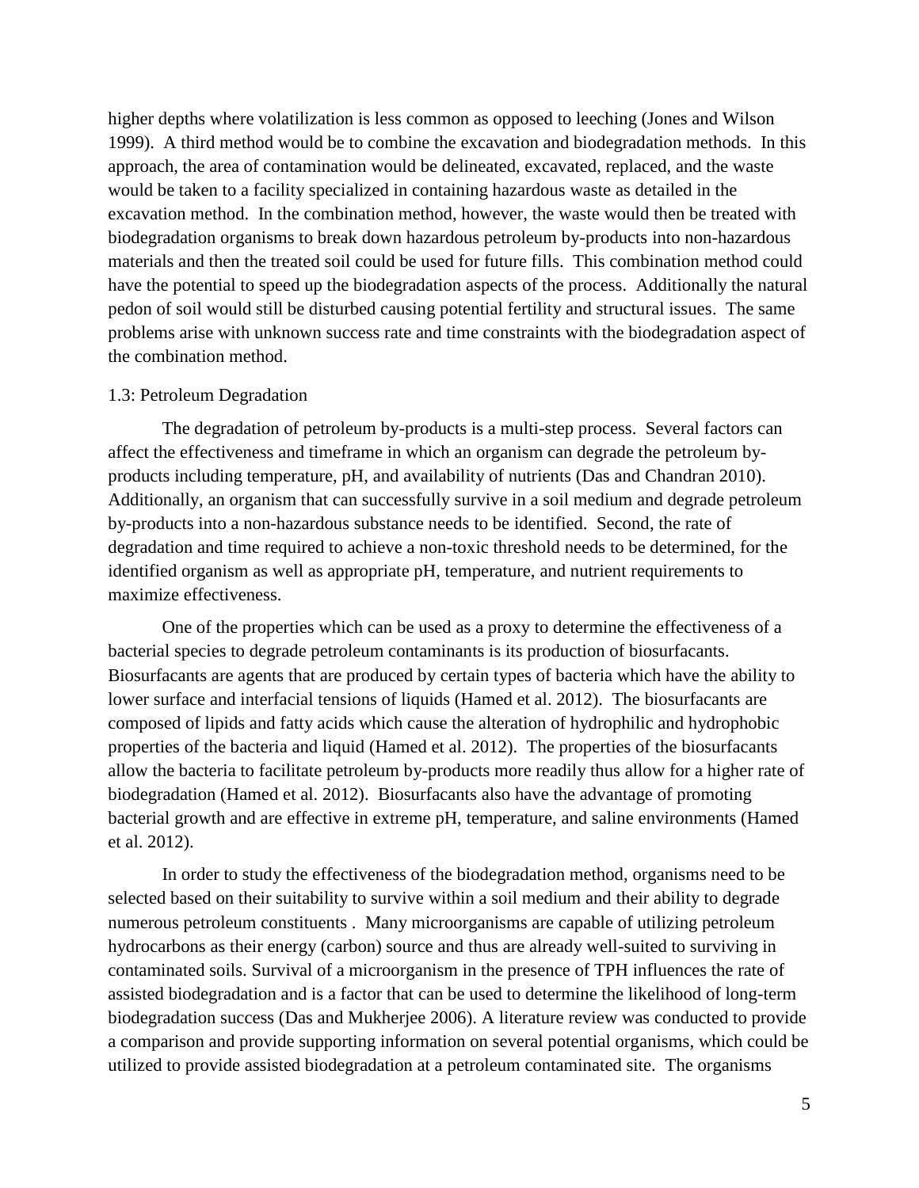higher depths where volatilization is less common as opposed to leeching (Jones and Wilson 1999). A third method would be to combine the excavation and biodegradation methods. In this approach, the area of contamination would be delineated, excavated, replaced, and the waste would be taken to a facility specialized in containing hazardous waste as detailed in the excavation method. In the combination method, however, the waste would then be treated with biodegradation organisms to break down hazardous petroleum by-products into non-hazardous materials and then the treated soil could be used for future fills. This combination method could have the potential to speed up the biodegradation aspects of the process. Additionally the natural pedon of soil would still be disturbed causing potential fertility and structural issues. The same problems arise with unknown success rate and time constraints with the biodegradation aspect of the combination method.

### 1.3: Petroleum Degradation

The degradation of petroleum by-products is a multi-step process. Several factors can affect the effectiveness and timeframe in which an organism can degrade the petroleum by-products including temperature, pH, and availability of nutrients (Das and Chandran 2010). Additionally, an organism that can successfully survive in a soil medium and degrade petroleum by-products into a non-hazardous substance needs to be identified. Second, the rate of degradation and time required to achieve a non-toxic threshold needs to be determined, for the identified organism as well as appropriate pH, temperature, and nutrient requirements to maximize effectiveness.

One of the properties which can be used as a proxy to determine the effectiveness of a bacterial species to degrade petroleum contaminants is its production of biosurfacants. Biosurfacants are agents that are produced by certain types of bacteria which have the ability to lower surface and interfacial tensions of liquids (Hamed et al. 2012). The biosurfacants are composed of lipids and fatty acids which cause the alteration of hydrophilic and hydrophobic properties of the bacteria and liquid (Hamed et al. 2012). The properties of the biosurfacants allow the bacteria to facilitate petroleum by-products more readily thus allow for a higher rate of biodegradation (Hamed et al. 2012). Biosurfacants also have the advantage of promoting bacterial growth and are effective in extreme pH, temperature, and saline environments (Hamed et al. 2012).

In order to study the effectiveness of the biodegradation method, organisms need to be selected based on their suitability to survive within a soil medium and their ability to degrade numerous petroleum constituents . Many microorganisms are capable of utilizing petroleum hydrocarbons as their energy (carbon) source and thus are already well-suited to surviving in contaminated soils. Survival of a microorganism in the presence of TPH influences the rate of assisted biodegradation and is a factor that can be used to determine the likelihood of long-term biodegradation success (Das and Mukherjee 2006). A literature review was conducted to provide a comparison and provide supporting information on several potential organisms, which could be utilized to provide assisted biodegradation at a petroleum contaminated site. The organisms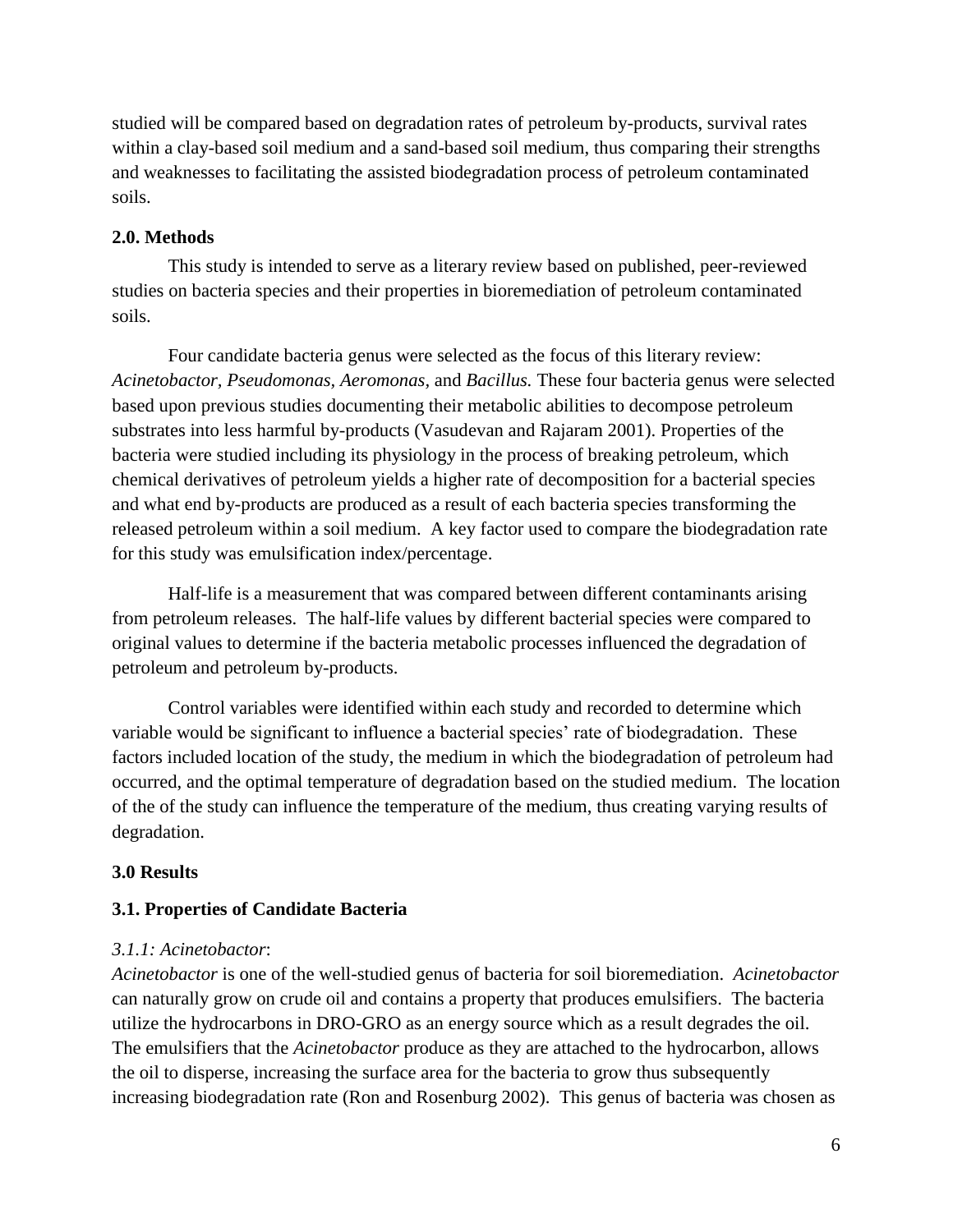studied will be compared based on degradation rates of petroleum by-products, survival rates within a clay-based soil medium and a sand-based soil medium, thus comparing their strengths and weaknesses to facilitating the assisted biodegradation process of petroleum contaminated soils.

## 2.0. Methods

This study is intended to serve as a literary review based on published, peer-reviewed studies on bacteria species and their properties in bioremediation of petroleum contaminated soils.

Four candidate bacteria genus were selected as the focus of this literary review: *Acinetobactor*, *Pseudomonas*, *Aeromonas*, and *Bacillus.* These four bacteria genus were selected based upon previous studies documenting their metabolic abilities to decompose petroleum substrates into less harmful by-products (Vasudevan and Rajaram 2001). Properties of the bacteria were studied including its physiology in the process of breaking petroleum, which chemical derivatives of petroleum yields a higher rate of decomposition for a bacterial species and what end by-products are produced as a result of each bacteria species transforming the released petroleum within a soil medium. A key factor used to compare the biodegradation rate for this study was emulsification index/percentage.

Half-life is a measurement that was compared between different contaminants arising from petroleum releases. The half-life values by different bacterial species were compared to original values to determine if the bacteria metabolic processes influenced the degradation of petroleum and petroleum by-products.

Control variables were identified within each study and recorded to determine which variable would be significant to influence a bacterial species' rate of biodegradation. These factors included location of the study, the medium in which the biodegradation of petroleum had occurred, and the optimal temperature of degradation based on the studied medium. The location of the of the study can influence the temperature of the medium, thus creating varying results of degradation.

## 3.0 Results

### 3.1. Properties of Candidate Bacteria

#### *3.1.1: Acinetobactor*:

*Acinetobactor* is one of the well-studied genus of bacteria for soil bioremediation. *Acinetobactor* can naturally grow on crude oil and contains a property that produces emulsifiers. The bacteria utilize the hydrocarbons in DRO-GRO as an energy source which as a result degrades the oil. The emulsifiers that the *Acinetobactor* produce as they are attached to the hydrocarbon, allows the oil to disperse, increasing the surface area for the bacteria to grow thus subsequently increasing biodegradation rate (Ron and Rosenburg 2002). This genus of bacteria was chosen as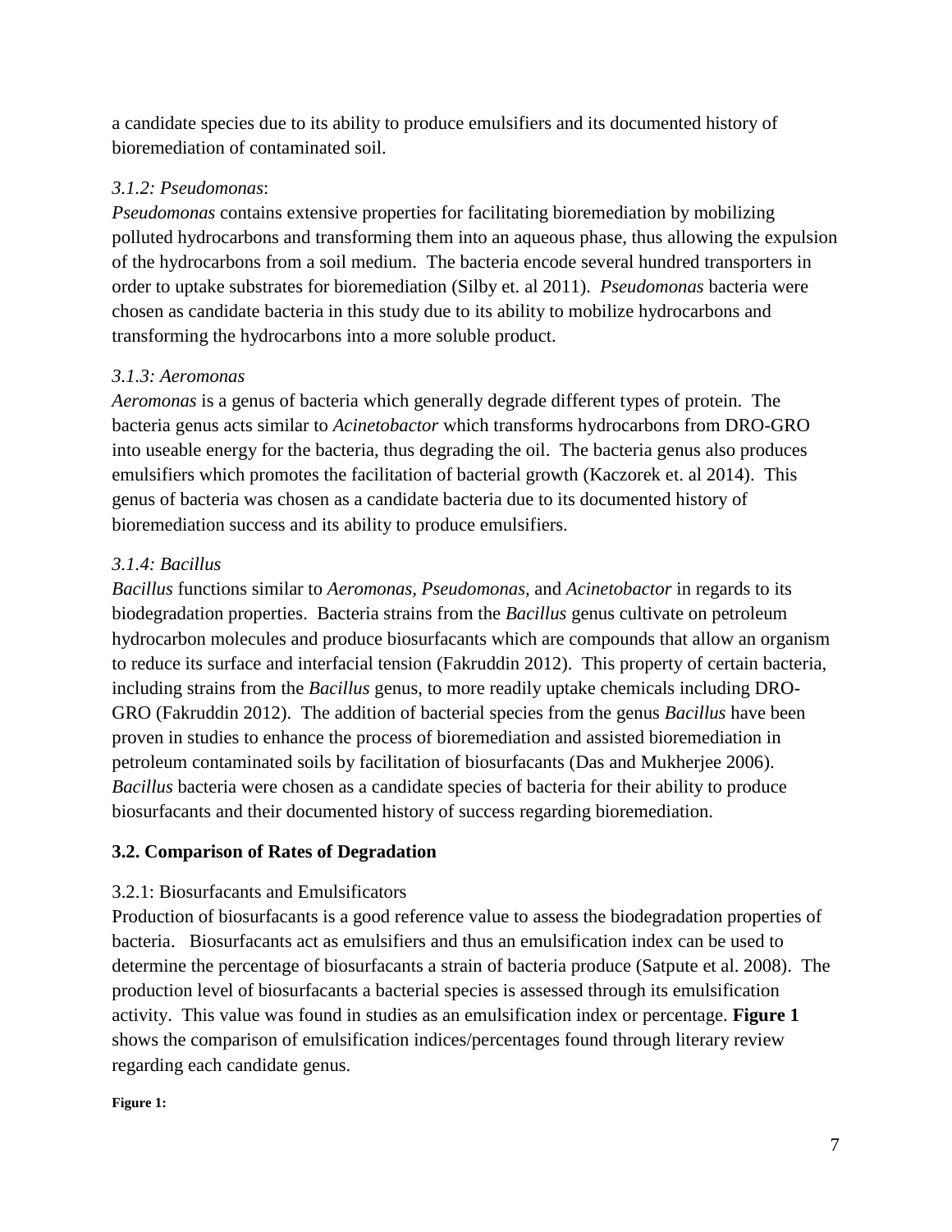a candidate species due to its ability to produce emulsifiers and its documented history of bioremediation of contaminated soil.

*3.1.2: Pseudomonas*:

*Pseudomonas* contains extensive properties for facilitating bioremediation by mobilizing polluted hydrocarbons and transforming them into an aqueous phase, thus allowing the expulsion of the hydrocarbons from a soil medium. The bacteria encode several hundred transporters in order to uptake substrates for bioremediation (Silby et. al 2011). *Pseudomonas* bacteria were chosen as candidate bacteria in this study due to its ability to mobilize hydrocarbons and transforming the hydrocarbons into a more soluble product.

*3.1.3: Aeromonas*

*Aeromonas* is a genus of bacteria which generally degrade different types of protein. The bacteria genus acts similar to *Acinetobactor* which transforms hydrocarbons from DRO-GRO into useable energy for the bacteria, thus degrading the oil. The bacteria genus also produces emulsifiers which promotes the facilitation of bacterial growth (Kaczorek et. al 2014). This genus of bacteria was chosen as a candidate bacteria due to its documented history of bioremediation success and its ability to produce emulsifiers.

*3.1.4: Bacillus*

*Bacillus* functions similar to *Aeromonas, Pseudomonas,* and *Acinetobactor* in regards to its biodegradation properties. Bacteria strains from the *Bacillus* genus cultivate on petroleum hydrocarbon molecules and produce biosurfacants which are compounds that allow an organism to reduce its surface and interfacial tension (Fakruddin 2012). This property of certain bacteria, including strains from the *Bacillus* genus, to more readily uptake chemicals including DRO-GRO (Fakruddin 2012). The addition of bacterial species from the genus *Bacillus* have been proven in studies to enhance the process of bioremediation and assisted bioremediation in petroleum contaminated soils by facilitation of biosurfacants (Das and Mukherjee 2006). *Bacillus* bacteria were chosen as a candidate species of bacteria for their ability to produce biosurfacants and their documented history of success regarding bioremediation.

## 3.2. Comparison of Rates of Degradation

3.2.1: Biosurfacants and Emulsificators

Production of biosurfacants is a good reference value to assess the biodegradation properties of bacteria. Biosurfacants act as emulsifiers and thus an emulsification index can be used to determine the percentage of biosurfacants a strain of bacteria produce (Satpute et al. 2008). The production level of biosurfacants a bacterial species is assessed through its emulsification activity. This value was found in studies as an emulsification index or percentage. **Figure 1** shows the comparison of emulsification indices/percentages found through literary review regarding each candidate genus.

**Figure 1:**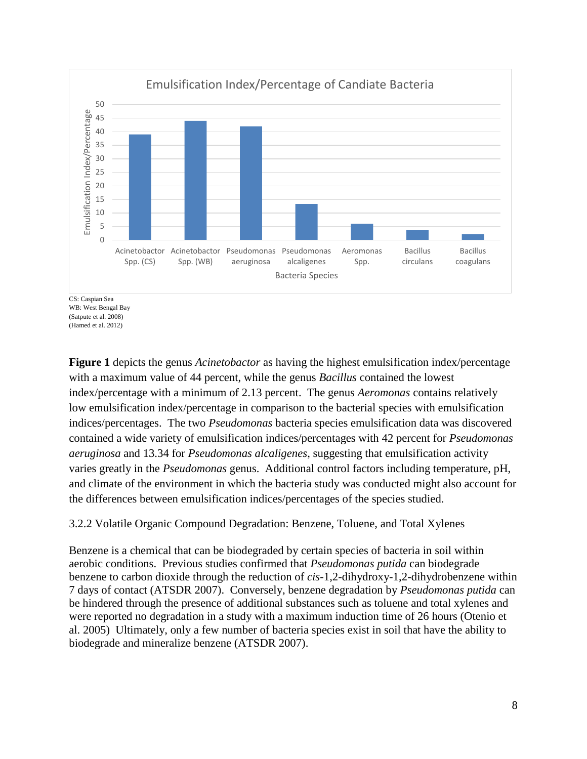Emulsification Index/Percentage of Candiate Bacteria

CS: Caspian Sea
WB: West Bengal Bay
(Satpute et al. 2008)
(Hamed et al. 2012)

**Figure 1** depicts the genus *Acinetobactor* as having the highest emulsification index/percentage with a maximum value of 44 percent, while the genus *Bacillus* contained the lowest index/percentage with a minimum of 2.13 percent. The genus *Aeromonas* contains relatively low emulsification index/percentage in comparison to the bacterial species with emulsification indices/percentages. The two *Pseudomonas* bacteria species emulsification data was discovered contained a wide variety of emulsification indices/percentages with 42 percent for *Pseudomonas aeruginosa* and 13.34 for *Pseudomonas alcaligenes*, suggesting that emulsification activity varies greatly in the *Pseudomonas* genus. Additional control factors including temperature, pH, and climate of the environment in which the bacteria study was conducted might also account for the differences between emulsification indices/percentages of the species studied.

3.2.2 Volatile Organic Compound Degradation: Benzene, Toluene, and Total Xylenes

Benzene is a chemical that can be biodegraded by certain species of bacteria in soil within aerobic conditions. Previous studies confirmed that *Pseudomonas putida* can biodegrade benzene to carbon dioxide through the reduction of *cis*-1,2-dihydroxy-1,2-dihydrobenzene within 7 days of contact (ATSDR 2007). Conversely, benzene degradation by *Pseudomonas putida* can be hindered through the presence of additional substances such as toluene and total xylenes and were reported no degradation in a study with a maximum induction time of 26 hours (Otenio et al. 2005) Ultimately, only a few number of bacteria species exist in soil that have the ability to biodegrade and mineralize benzene (ATSDR 2007).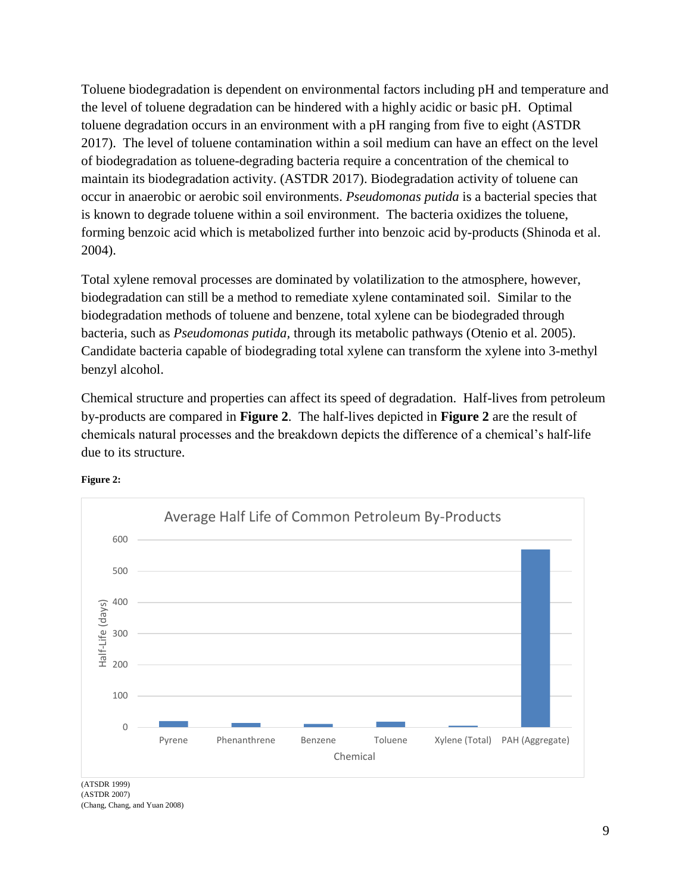Toluene biodegradation is dependent on environmental factors including pH and temperature and the level of toluene degradation can be hindered with a highly acidic or basic pH. Optimal toluene degradation occurs in an environment with a pH ranging from five to eight (ASTDR 2017). The level of toluene contamination within a soil medium can have an effect on the level of biodegradation as toluene-degrading bacteria require a concentration of the chemical to maintain its biodegradation activity. (ASTDR 2017). Biodegradation activity of toluene can occur in anaerobic or aerobic soil environments. *Pseudomonas putida* is a bacterial species that is known to degrade toluene within a soil environment. The bacteria oxidizes the toluene, forming benzoic acid which is metabolized further into benzoic acid by-products (Shinoda et al. 2004).

Total xylene removal processes are dominated by volatilization to the atmosphere, however, biodegradation can still be a method to remediate xylene contaminated soil. Similar to the biodegradation methods of toluene and benzene, total xylene can be biodegraded through bacteria, such as *Pseudomonas putida,* through its metabolic pathways (Otenio et al. 2005). Candidate bacteria capable of biodegrading total xylene can transform the xylene into 3-methyl benzyl alcohol.

Chemical structure and properties can affect its speed of degradation. Half-lives from petroleum by-products are compared in **Figure 2**. The half-lives depicted in **Figure 2** are the result of chemicals natural processes and the breakdown depicts the difference of a chemical's half-life due to its structure.

**Figure 2:**

Average Half Life of Common Petroleum By-Products

(ATSDR 1999)
(ASTDR 2007)
(Chang, Chang, and Yuan 2008)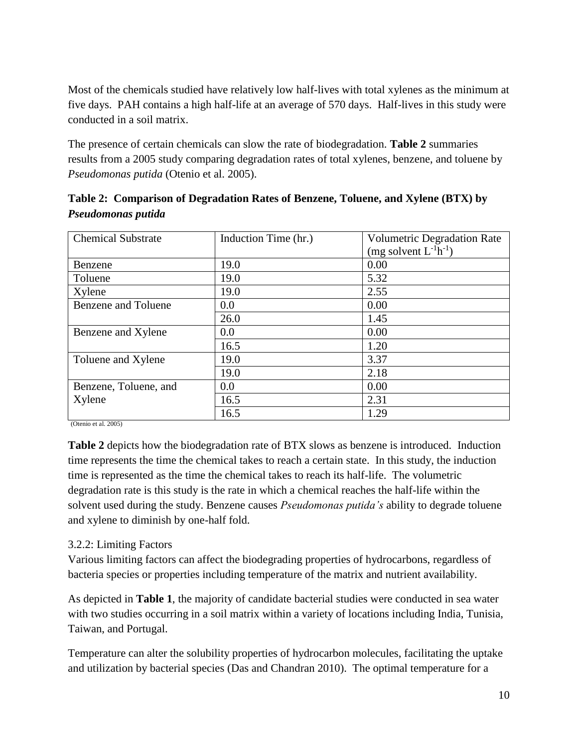Most of the chemicals studied have relatively low half-lives with total xylenes as the minimum at five days. PAH contains a high half-life at an average of 570 days. Half-lives in this study were conducted in a soil matrix.

The presence of certain chemicals can slow the rate of biodegradation. **Table 2** summaries results from a 2005 study comparing degradation rates of total xylenes, benzene, and toluene by *Pseudomonas putida* (Otenio et al. 2005).

**Table 2: Comparison of Degradation Rates of Benzene, Toluene, and Xylene (BTX) by *Pseudomonas putida***

| Chemical Substrate | Induction Time (hr.) | Volumetric Degradation Rate (mg solvent $L^{-1}h^{-1}$) |
|---|---|---|
| Benzene | 19.0 | 0.00 |
| Toluene | 19.0 | 5.32 |
| Xylene | 19.0 | 2.55 |
| Benzene and Toluene | 0.0 | 0.00 |
| | 26.0 | 1.45 |
| Benzene and Xylene | 0.0 | 0.00 |
| | 16.5 | 1.20 |
| Toluene and Xylene | 19.0 | 3.37 |
| | 19.0 | 2.18 |
| Benzene, Toluene, and Xylene | 0.0 | 0.00 |
| | 16.5 | 2.31 |
| | 16.5 | 1.29 |

(Otenio et al. 2005)

**Table 2** depicts how the biodegradation rate of BTX slows as benzene is introduced. Induction time represents the time the chemical takes to reach a certain state. In this study, the induction time is represented as the time the chemical takes to reach its half-life. The volumetric degradation rate is this study is the rate in which a chemical reaches the half-life within the solvent used during the study. Benzene causes *Pseudomonas putida's* ability to degrade toluene and xylene to diminish by one-half fold.

### 3.2.2: Limiting Factors

Various limiting factors can affect the biodegrading properties of hydrocarbons, regardless of bacteria species or properties including temperature of the matrix and nutrient availability.

As depicted in **Table 1**, the majority of candidate bacterial studies were conducted in sea water with two studies occurring in a soil matrix within a variety of locations including India, Tunisia, Taiwan, and Portugal.

Temperature can alter the solubility properties of hydrocarbon molecules, facilitating the uptake and utilization by bacterial species (Das and Chandran 2010). The optimal temperature for a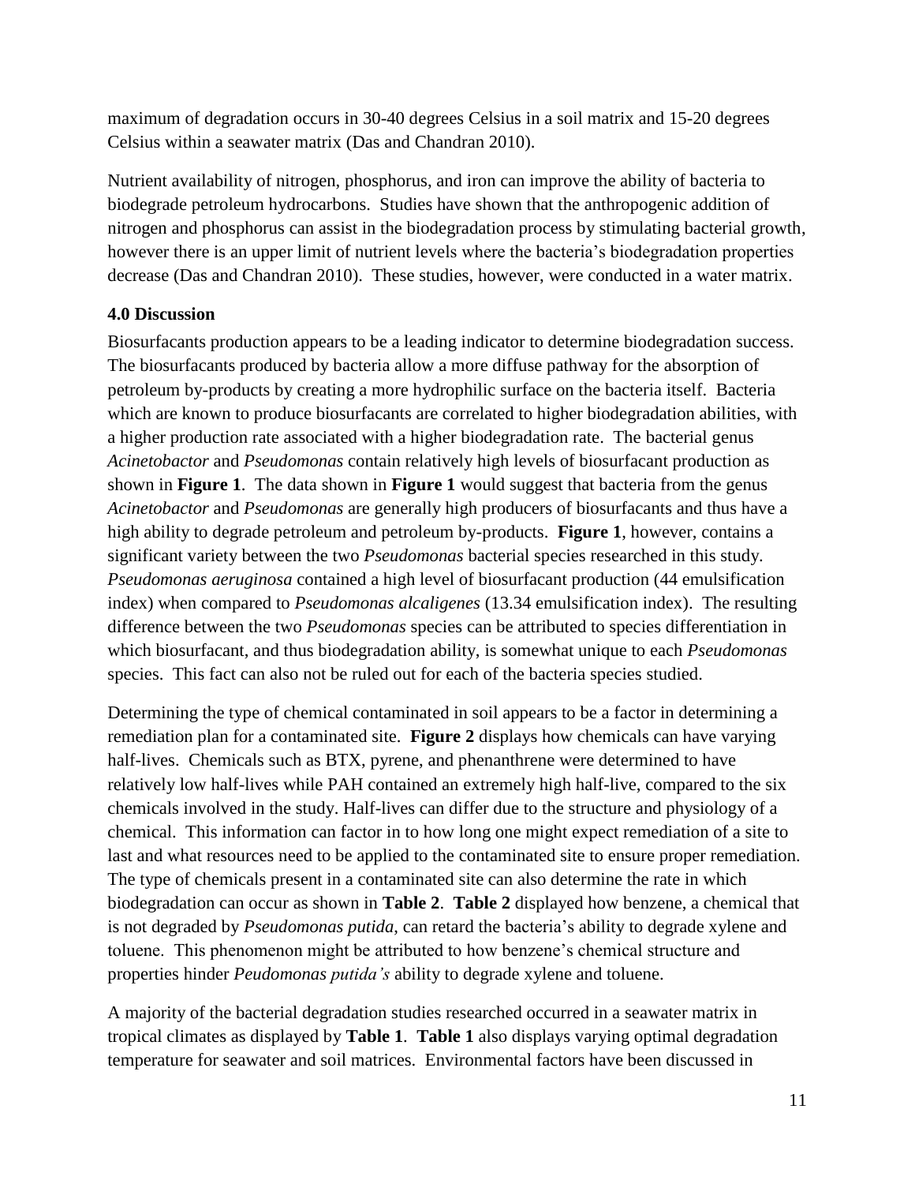maximum of degradation occurs in 30-40 degrees Celsius in a soil matrix and 15-20 degrees Celsius within a seawater matrix (Das and Chandran 2010).

Nutrient availability of nitrogen, phosphorus, and iron can improve the ability of bacteria to biodegrade petroleum hydrocarbons. Studies have shown that the anthropogenic addition of nitrogen and phosphorus can assist in the biodegradation process by stimulating bacterial growth, however there is an upper limit of nutrient levels where the bacteria's biodegradation properties decrease (Das and Chandran 2010). These studies, however, were conducted in a water matrix.

## 4.0 Discussion

Biosurfacants production appears to be a leading indicator to determine biodegradation success. The biosurfacants produced by bacteria allow a more diffuse pathway for the absorption of petroleum by-products by creating a more hydrophilic surface on the bacteria itself. Bacteria which are known to produce biosurfacants are correlated to higher biodegradation abilities, with a higher production rate associated with a higher biodegradation rate. The bacterial genus *Acinetobactor* and *Pseudomonas* contain relatively high levels of biosurfacant production as shown in **Figure 1**. The data shown in **Figure 1** would suggest that bacteria from the genus *Acinetobactor* and *Pseudomonas* are generally high producers of biosurfacants and thus have a high ability to degrade petroleum and petroleum by-products. **Figure 1**, however, contains a significant variety between the two *Pseudomonas* bacterial species researched in this study. *Pseudomonas aeruginosa* contained a high level of biosurfacant production (44 emulsification index) when compared to *Pseudomonas alcaligenes* (13.34 emulsification index). The resulting difference between the two *Pseudomonas* species can be attributed to species differentiation in which biosurfacant, and thus biodegradation ability, is somewhat unique to each *Pseudomonas* species. This fact can also not be ruled out for each of the bacteria species studied.

Determining the type of chemical contaminated in soil appears to be a factor in determining a remediation plan for a contaminated site. **Figure 2** displays how chemicals can have varying half-lives. Chemicals such as BTX, pyrene, and phenanthrene were determined to have relatively low half-lives while PAH contained an extremely high half-live, compared to the six chemicals involved in the study. Half-lives can differ due to the structure and physiology of a chemical. This information can factor in to how long one might expect remediation of a site to last and what resources need to be applied to the contaminated site to ensure proper remediation. The type of chemicals present in a contaminated site can also determine the rate in which biodegradation can occur as shown in **Table 2**. **Table 2** displayed how benzene, a chemical that is not degraded by *Pseudomonas putida*, can retard the bacteria's ability to degrade xylene and toluene. This phenomenon might be attributed to how benzene's chemical structure and properties hinder *Peudomonas putida's* ability to degrade xylene and toluene.

A majority of the bacterial degradation studies researched occurred in a seawater matrix in tropical climates as displayed by **Table 1**. **Table 1** also displays varying optimal degradation temperature for seawater and soil matrices. Environmental factors have been discussed in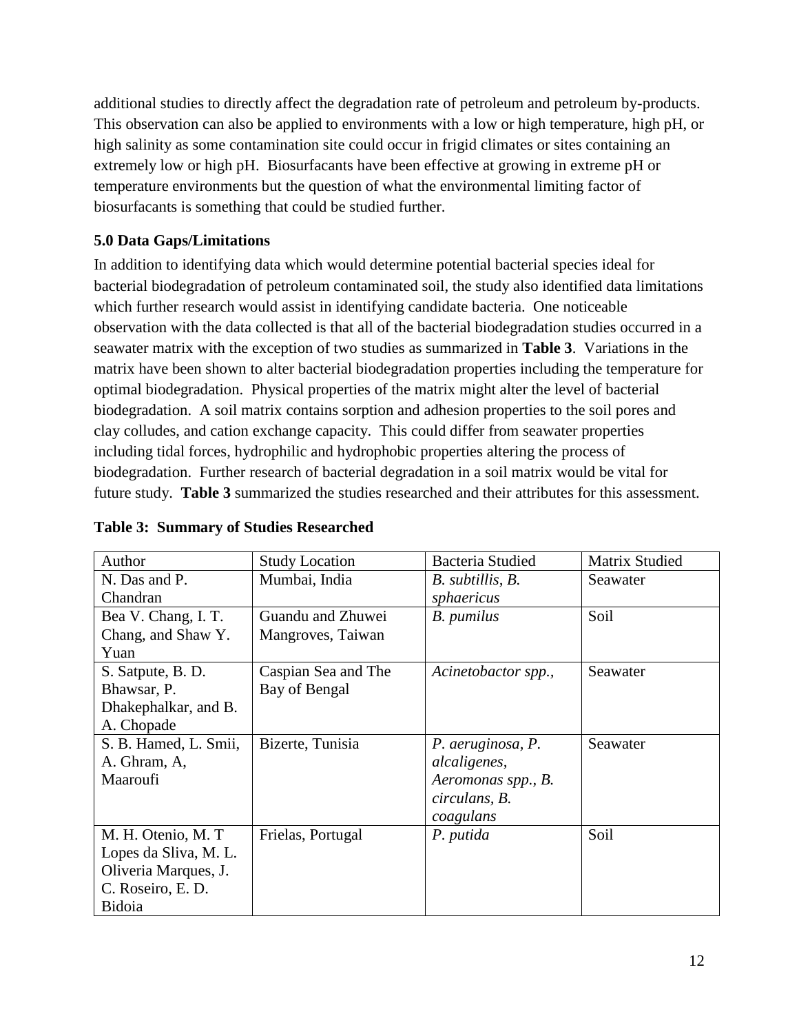additional studies to directly affect the degradation rate of petroleum and petroleum by-products. This observation can also be applied to environments with a low or high temperature, high pH, or high salinity as some contamination site could occur in frigid climates or sites containing an extremely low or high pH. Biosurfacants have been effective at growing in extreme pH or temperature environments but the question of what the environmental limiting factor of biosurfacants is something that could be studied further.

## 5.0 Data Gaps/Limitations

In addition to identifying data which would determine potential bacterial species ideal for bacterial biodegradation of petroleum contaminated soil, the study also identified data limitations which further research would assist in identifying candidate bacteria. One noticeable observation with the data collected is that all of the bacterial biodegradation studies occurred in a seawater matrix with the exception of two studies as summarized in **Table 3**. Variations in the matrix have been shown to alter bacterial biodegradation properties including the temperature for optimal biodegradation. Physical properties of the matrix might alter the level of bacterial biodegradation. A soil matrix contains sorption and adhesion properties to the soil pores and clay colludes, and cation exchange capacity. This could differ from seawater properties including tidal forces, hydrophilic and hydrophobic properties altering the process of biodegradation. Further research of bacterial degradation in a soil matrix would be vital for future study. **Table 3** summarized the studies researched and their attributes for this assessment.

**Table 3: Summary of Studies Researched**

| Author | Study Location | Bacteria Studied | Matrix Studied |
|---|---|---|---|
| N. Das and P. Chandran | Mumbai, India | *B. subtillis, B. sphaericus* | Seawater |
| Bea V. Chang, I. T. Chang, and Shaw Y. Yuan | Guandu and Zhuwei Mangroves, Taiwan | *B. pumilus* | Soil |
| S. Satpute, B. D. Bhawsar, P. Dhakephalkar, and B. A. Chopade | Caspian Sea and The Bay of Bengal | *Acinetobactor spp.,* | Seawater |
| S. B. Hamed, L. Smii, A. Ghram, A, Maaroufi | Bizerte, Tunisia | *P. aeruginosa, P. alcaligenes, Aeromonas spp., B. circulans, B. coagulans* | Seawater |
| M. H. Otenio, M. T Lopes da Sliva, M. L. Oliveria Marques, J. C. Roseiro, E. D. Bidoia | Frielas, Portugal | *P. putida* | Soil |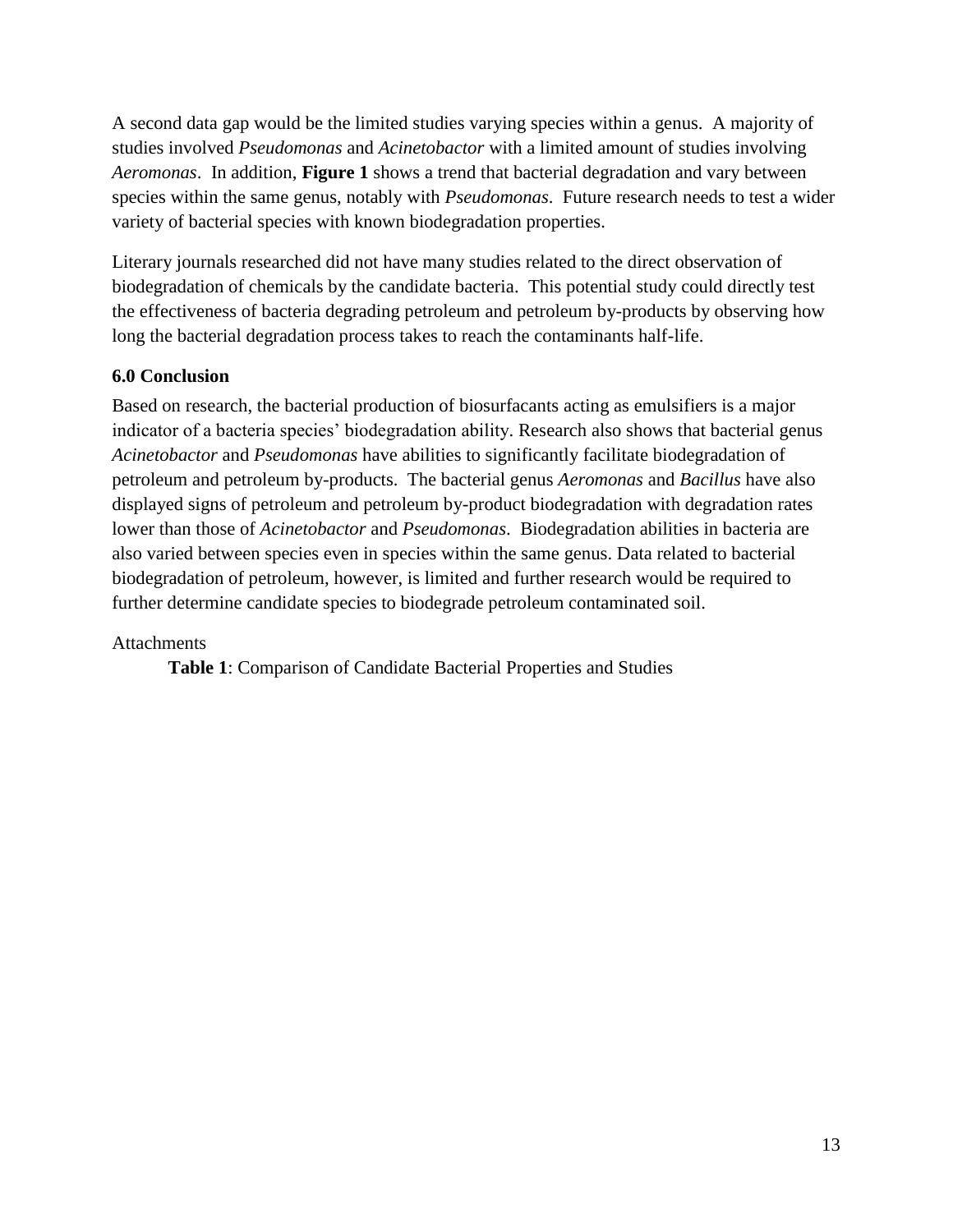A second data gap would be the limited studies varying species within a genus. A majority of studies involved *Pseudomonas* and *Acinetobactor* with a limited amount of studies involving *Aeromonas*. In addition, **Figure 1** shows a trend that bacterial degradation and vary between species within the same genus, notably with *Pseudomonas*. Future research needs to test a wider variety of bacterial species with known biodegradation properties.

Literary journals researched did not have many studies related to the direct observation of biodegradation of chemicals by the candidate bacteria. This potential study could directly test the effectiveness of bacteria degrading petroleum and petroleum by-products by observing how long the bacterial degradation process takes to reach the contaminants half-life.

### 6.0 Conclusion

Based on research, the bacterial production of biosurfacants acting as emulsifiers is a major indicator of a bacteria species' biodegradation ability. Research also shows that bacterial genus *Acinetobactor* and *Pseudomonas* have abilities to significantly facilitate biodegradation of petroleum and petroleum by-products. The bacterial genus *Aeromonas* and *Bacillus* have also displayed signs of petroleum and petroleum by-product biodegradation with degradation rates lower than those of *Acinetobactor* and *Pseudomonas*. Biodegradation abilities in bacteria are also varied between species even in species within the same genus. Data related to bacterial biodegradation of petroleum, however, is limited and further research would be required to further determine candidate species to biodegrade petroleum contaminated soil.

Attachments

**Table 1**: Comparison of Candidate Bacterial Properties and Studies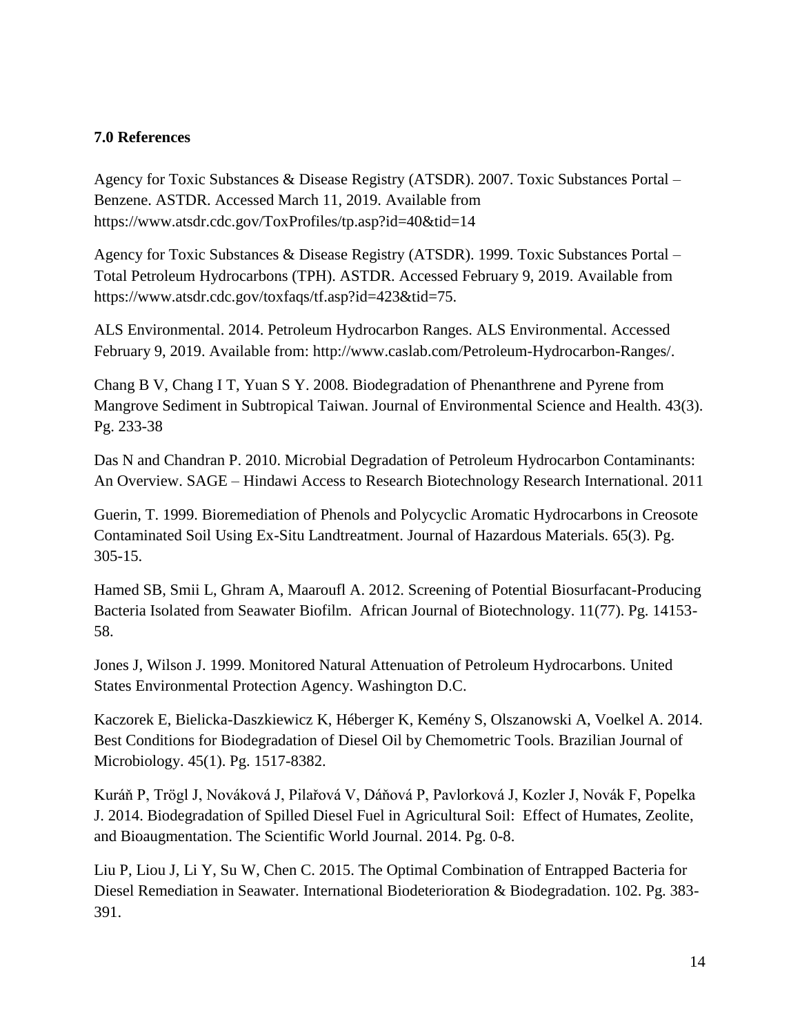**7.0 References**

Agency for Toxic Substances & Disease Registry (ATSDR). 2007. Toxic Substances Portal – Benzene. ASTDR. Accessed March 11, 2019. Available from https://www.atsdr.cdc.gov/ToxProfiles/tp.asp?id=40&tid=14

Agency for Toxic Substances & Disease Registry (ATSDR). 1999. Toxic Substances Portal – Total Petroleum Hydrocarbons (TPH). ASTDR. Accessed February 9, 2019. Available from https://www.atsdr.cdc.gov/toxfaqs/tf.asp?id=423&tid=75.

ALS Environmental. 2014. Petroleum Hydrocarbon Ranges. ALS Environmental. Accessed February 9, 2019. Available from: http://www.caslab.com/Petroleum-Hydrocarbon-Ranges/.

Chang B V, Chang I T, Yuan S Y. 2008. Biodegradation of Phenanthrene and Pyrene from Mangrove Sediment in Subtropical Taiwan. Journal of Environmental Science and Health. 43(3). Pg. 233-38

Das N and Chandran P. 2010. Microbial Degradation of Petroleum Hydrocarbon Contaminants: An Overview. SAGE – Hindawi Access to Research Biotechnology Research International. 2011

Guerin, T. 1999. Bioremediation of Phenols and Polycyclic Aromatic Hydrocarbons in Creosote Contaminated Soil Using Ex-Situ Landtreatment. Journal of Hazardous Materials. 65(3). Pg. 305-15.

Hamed SB, Smii L, Ghram A, Maaroufl A. 2012. Screening of Potential Biosurfacant-Producing Bacteria Isolated from Seawater Biofilm. African Journal of Biotechnology. 11(77). Pg. 14153-58.

Jones J, Wilson J. 1999. Monitored Natural Attenuation of Petroleum Hydrocarbons. United States Environmental Protection Agency. Washington D.C.

Kaczorek E, Bielicka-Daszkiewicz K, Héberger K, Kemény S, Olszanowski A, Voelkel A. 2014. Best Conditions for Biodegradation of Diesel Oil by Chemometric Tools. Brazilian Journal of Microbiology. 45(1). Pg. 1517-8382.

Kuráň P, Trögl J, Nováková J, Pilařová V, Dáňová P, Pavlorková J, Kozler J, Novák F, Popelka J. 2014. Biodegradation of Spilled Diesel Fuel in Agricultural Soil: Effect of Humates, Zeolite, and Bioaugmentation. The Scientific World Journal. 2014. Pg. 0-8.

Liu P, Liou J, Li Y, Su W, Chen C. 2015. The Optimal Combination of Entrapped Bacteria for Diesel Remediation in Seawater. International Biodeterioration & Biodegradation. 102. Pg. 383-391.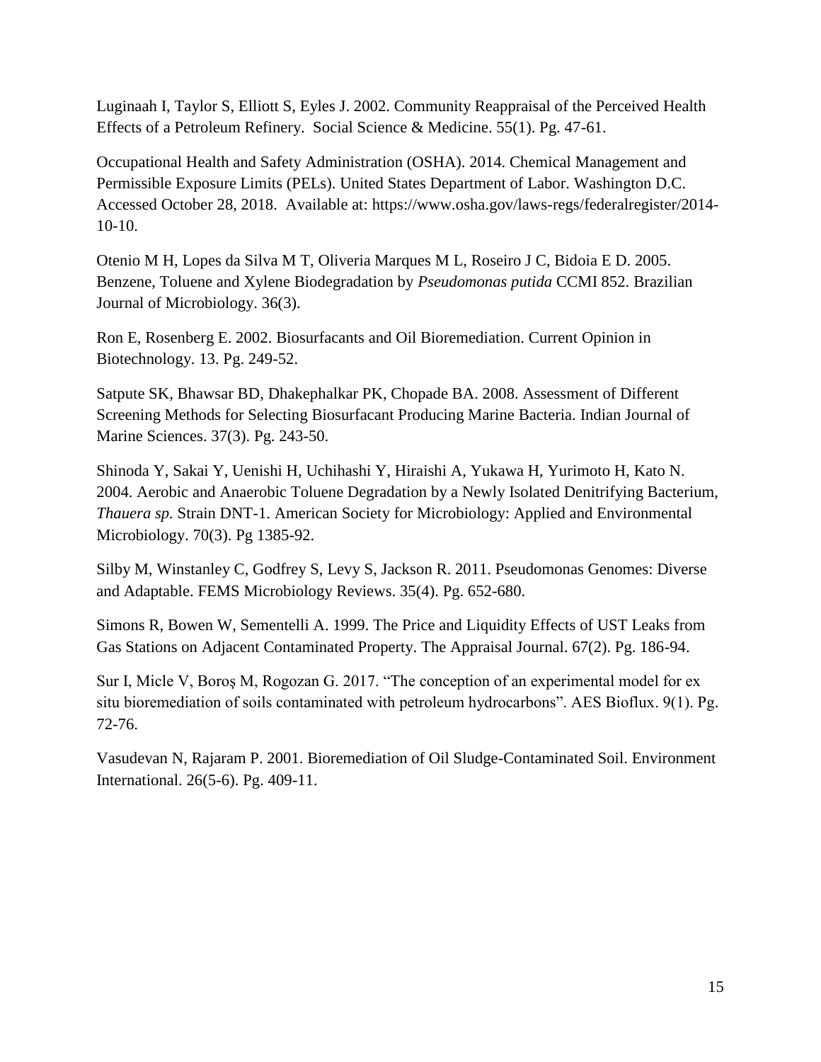Luginaah I, Taylor S, Elliott S, Eyles J. 2002. Community Reappraisal of the Perceived Health Effects of a Petroleum Refinery. Social Science & Medicine. 55(1). Pg. 47-61.

Occupational Health and Safety Administration (OSHA). 2014. Chemical Management and Permissible Exposure Limits (PELs). United States Department of Labor. Washington D.C. Accessed October 28, 2018. Available at: https://www.osha.gov/laws-regs/federalregister/2014-10-10.

Otenio M H, Lopes da Silva M T, Oliveria Marques M L, Roseiro J C, Bidoia E D. 2005. Benzene, Toluene and Xylene Biodegradation by *Pseudomonas putida* CCMI 852. Brazilian Journal of Microbiology. 36(3).

Ron E, Rosenberg E. 2002. Biosurfacants and Oil Bioremediation. Current Opinion in Biotechnology. 13. Pg. 249-52.

Satpute SK, Bhawsar BD, Dhakephalkar PK, Chopade BA. 2008. Assessment of Different Screening Methods for Selecting Biosurfacant Producing Marine Bacteria. Indian Journal of Marine Sciences. 37(3). Pg. 243-50.

Shinoda Y, Sakai Y, Uenishi H, Uchihashi Y, Hiraishi A, Yukawa H, Yurimoto H, Kato N. 2004. Aerobic and Anaerobic Toluene Degradation by a Newly Isolated Denitrifying Bacterium, *Thauera sp.* Strain DNT-1. American Society for Microbiology: Applied and Environmental Microbiology. 70(3). Pg 1385-92.

Silby M, Winstanley C, Godfrey S, Levy S, Jackson R. 2011. Pseudomonas Genomes: Diverse and Adaptable. FEMS Microbiology Reviews. 35(4). Pg. 652-680.

Simons R, Bowen W, Sementelli A. 1999. The Price and Liquidity Effects of UST Leaks from Gas Stations on Adjacent Contaminated Property. The Appraisal Journal. 67(2). Pg. 186-94.

Sur I, Micle V, Boroş M, Rogozan G. 2017. "The conception of an experimental model for ex situ bioremediation of soils contaminated with petroleum hydrocarbons". AES Bioflux. 9(1). Pg. 72-76.

Vasudevan N, Rajaram P. 2001. Bioremediation of Oil Sludge-Contaminated Soil. Environment International. 26(5-6). Pg. 409-11.